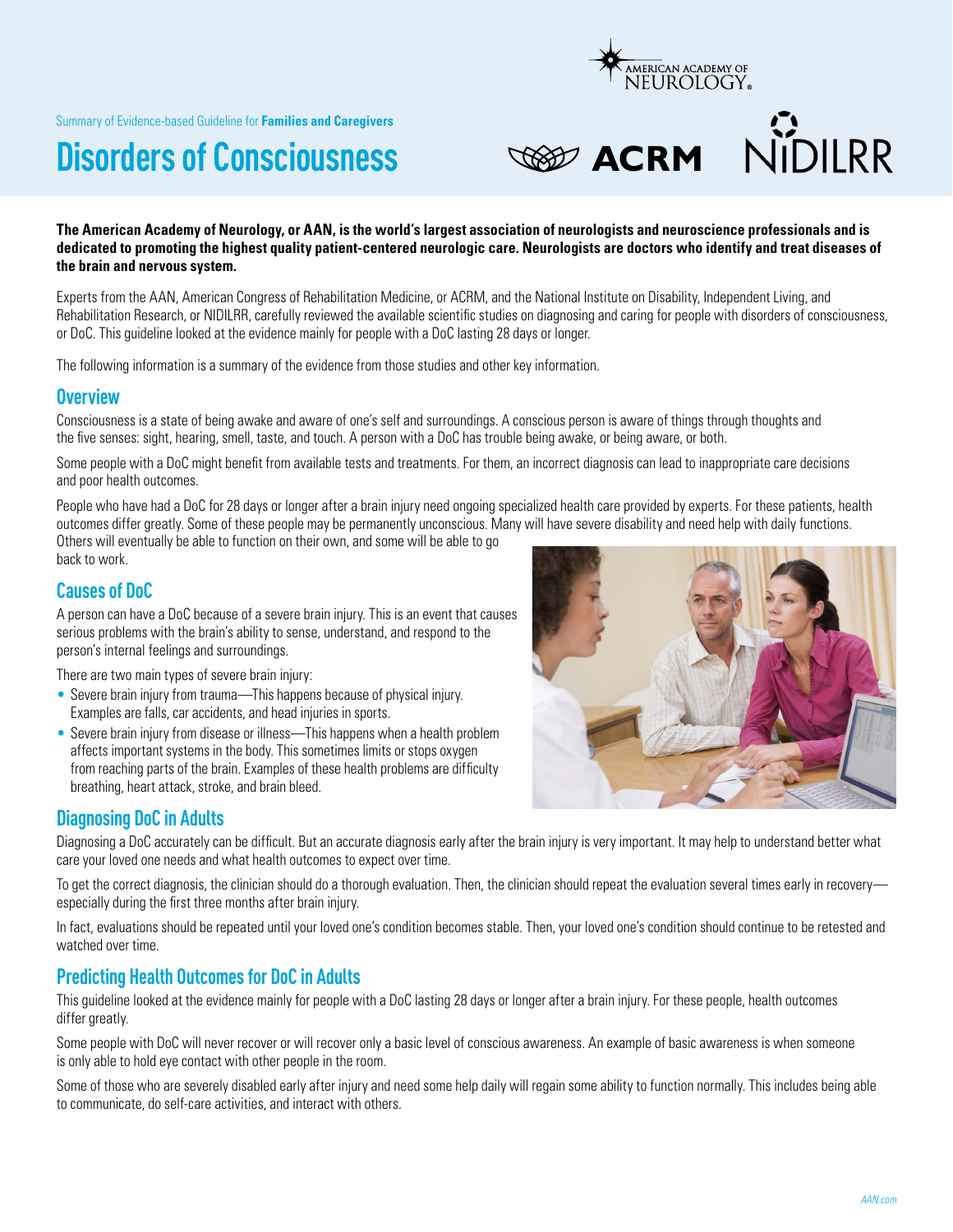Summary of Evidence-based Guideline for **Families and Caregivers**

# Disorders of Consciousness

**The American Academy of Neurology, or AAN, is the world's largest association of neurologists and neuroscience professionals and is dedicated to promoting the highest quality patient-centered neurologic care. Neurologists are doctors who identify and treat diseases of the brain and nervous system.**

Experts from the AAN, American Congress of Rehabilitation Medicine, or ACRM, and the National Institute on Disability, Independent Living, and Rehabilitation Research, or NIDILRR, carefully reviewed the available scientific studies on diagnosing and caring for people with disorders of consciousness, or DoC. This guideline looked at the evidence mainly for people with a DoC lasting 28 days or longer.

The following information is a summary of the evidence from those studies and other key information.

## Overview

Consciousness is a state of being awake and aware of one's self and surroundings. A conscious person is aware of things through thoughts and the five senses: sight, hearing, smell, taste, and touch. A person with a DoC has trouble being awake, or being aware, or both.

Some people with a DoC might benefit from available tests and treatments. For them, an incorrect diagnosis can lead to inappropriate care decisions and poor health outcomes.

People who have had a DoC for 28 days or longer after a brain injury need ongoing specialized health care provided by experts. For these patients, health outcomes differ greatly. Some of these people may be permanently unconscious. Many will have severe disability and need help with daily functions. Others will eventually be able to function on their own, and some will be able to go back to work.

## Causes of DoC

A person can have a DoC because of a severe brain injury. This is an event that causes serious problems with the brain's ability to sense, understand, and respond to the person's internal feelings and surroundings.

There are two main types of severe brain injury:

- Severe brain injury from trauma—This happens because of physical injury. Examples are falls, car accidents, and head injuries in sports.
- Severe brain injury from disease or illness—This happens when a health problem affects important systems in the body. This sometimes limits or stops oxygen from reaching parts of the brain. Examples of these health problems are difficulty breathing, heart attack, stroke, and brain bleed.

## Diagnosing DoC in Adults

Diagnosing a DoC accurately can be difficult. But an accurate diagnosis early after the brain injury is very important. It may help to understand better what care your loved one needs and what health outcomes to expect over time.

To get the correct diagnosis, the clinician should do a thorough evaluation. Then, the clinician should repeat the evaluation several times early in recovery—especially during the first three months after brain injury.

In fact, evaluations should be repeated until your loved one's condition becomes stable. Then, your loved one's condition should continue to be retested and watched over time.

## Predicting Health Outcomes for DoC in Adults

This guideline looked at the evidence mainly for people with a DoC lasting 28 days or longer after a brain injury. For these people, health outcomes differ greatly.

Some people with DoC will never recover or will recover only a basic level of conscious awareness. An example of basic awareness is when someone is only able to hold eye contact with other people in the room.

Some of those who are severely disabled early after injury and need some help daily will regain some ability to function normally. This includes being able to communicate, do self-care activities, and interact with others.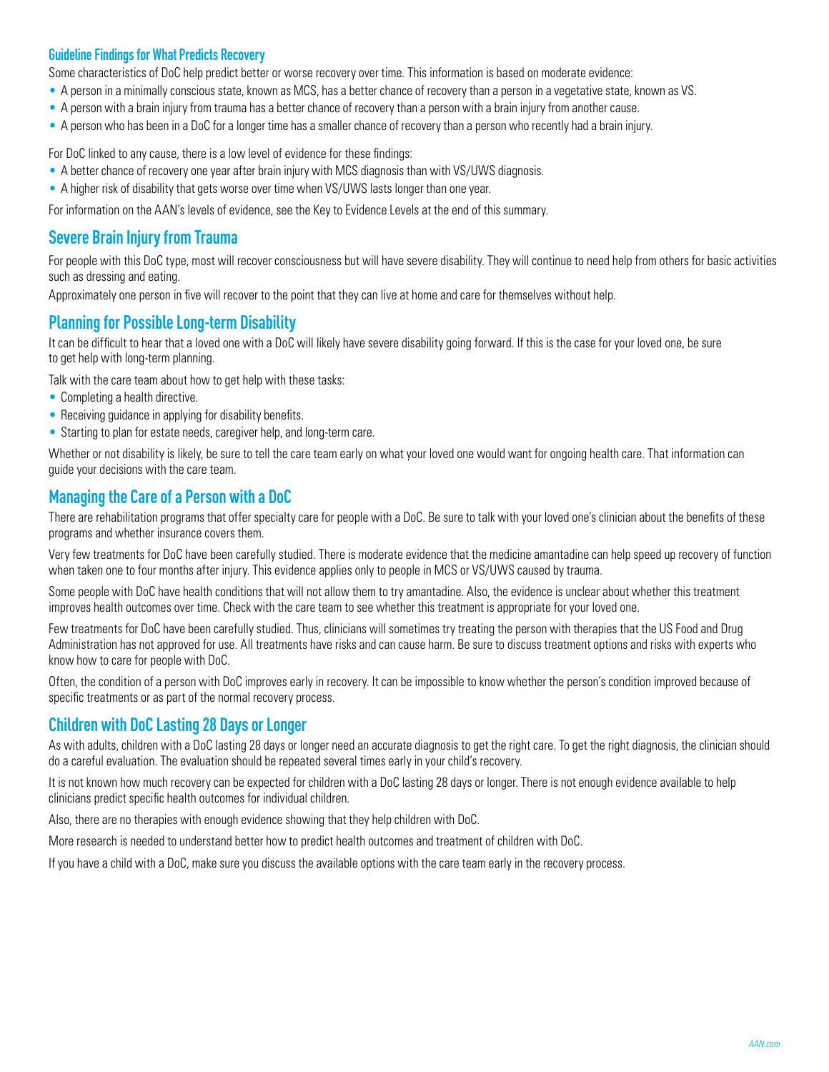### Guideline Findings for What Predicts Recovery

Some characteristics of DoC help predict better or worse recovery over time. This information is based on moderate evidence:

- A person in a minimally conscious state, known as MCS, has a better chance of recovery than a person in a vegetative state, known as VS.
- A person with a brain injury from trauma has a better chance of recovery than a person with a brain injury from another cause.
- A person who has been in a DoC for a longer time has a smaller chance of recovery than a person who recently had a brain injury.

For DoC linked to any cause, there is a low level of evidence for these findings:

- A better chance of recovery one year after brain injury with MCS diagnosis than with VS/UWS diagnosis.
- A higher risk of disability that gets worse over time when VS/UWS lasts longer than one year.

For information on the AAN's levels of evidence, see the Key to Evidence Levels at the end of this summary.

## Severe Brain Injury from Trauma

For people with this DoC type, most will recover consciousness but will have severe disability. They will continue to need help from others for basic activities such as dressing and eating.

Approximately one person in five will recover to the point that they can live at home and care for themselves without help.

## Planning for Possible Long-term Disability

It can be difficult to hear that a loved one with a DoC will likely have severe disability going forward. If this is the case for your loved one, be sure to get help with long-term planning.

Talk with the care team about how to get help with these tasks:

- Completing a health directive.
- Receiving guidance in applying for disability benefits.
- Starting to plan for estate needs, caregiver help, and long-term care.

Whether or not disability is likely, be sure to tell the care team early on what your loved one would want for ongoing health care. That information can guide your decisions with the care team.

## Managing the Care of a Person with a DoC

There are rehabilitation programs that offer specialty care for people with a DoC. Be sure to talk with your loved one's clinician about the benefits of these programs and whether insurance covers them.

Very few treatments for DoC have been carefully studied. There is moderate evidence that the medicine amantadine can help speed up recovery of function when taken one to four months after injury. This evidence applies only to people in MCS or VS/UWS caused by trauma.

Some people with DoC have health conditions that will not allow them to try amantadine. Also, the evidence is unclear about whether this treatment improves health outcomes over time. Check with the care team to see whether this treatment is appropriate for your loved one.

Few treatments for DoC have been carefully studied. Thus, clinicians will sometimes try treating the person with therapies that the US Food and Drug Administration has not approved for use. All treatments have risks and can cause harm. Be sure to discuss treatment options and risks with experts who know how to care for people with DoC.

Often, the condition of a person with DoC improves early in recovery. It can be impossible to know whether the person's condition improved because of specific treatments or as part of the normal recovery process.

## Children with DoC Lasting 28 Days or Longer

As with adults, children with a DoC lasting 28 days or longer need an accurate diagnosis to get the right care. To get the right diagnosis, the clinician should do a careful evaluation. The evaluation should be repeated several times early in your child's recovery.

It is not known how much recovery can be expected for children with a DoC lasting 28 days or longer. There is not enough evidence available to help clinicians predict specific health outcomes for individual children.

Also, there are no therapies with enough evidence showing that they help children with DoC.

More research is needed to understand better how to predict health outcomes and treatment of children with DoC.

If you have a child with a DoC, make sure you discuss the available options with the care team early in the recovery process.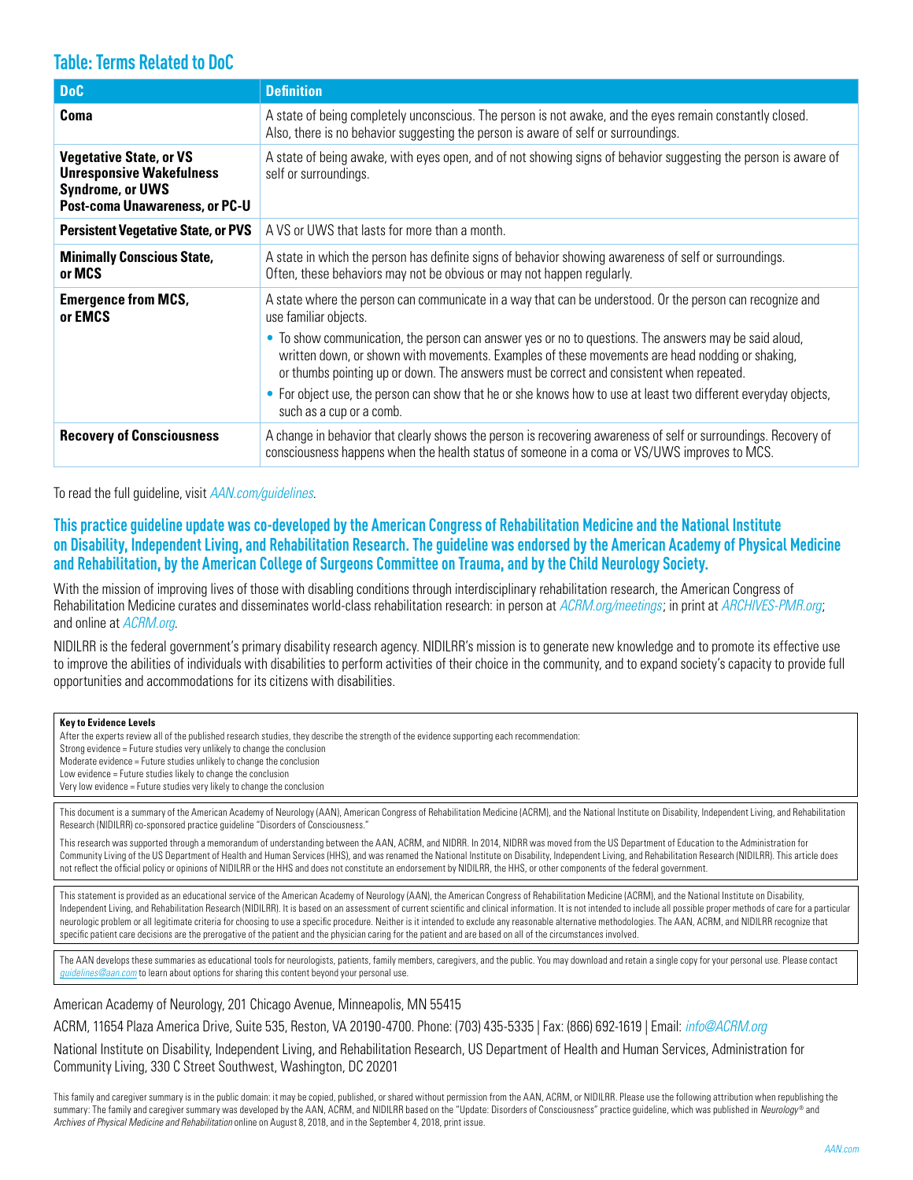## Table: Terms Related to DoC

| DoC | Definition |
|---|---|
| **Coma** | A state of being completely unconscious. The person is not awake, and the eyes remain constantly closed. Also, there is no behavior suggesting the person is aware of self or surroundings. |
| **Vegetative State, or VS Unresponsive Wakefulness Syndrome, or UWS Post-coma Unawareness, or PC-U** | A state of being awake, with eyes open, and of not showing signs of behavior suggesting the person is aware of self or surroundings. |
| **Persistent Vegetative State, or PVS** | A VS or UWS that lasts for more than a month. |
| **Minimally Conscious State, or MCS** | A state in which the person has definite signs of behavior showing awareness of self or surroundings. Often, these behaviors may not be obvious or may not happen regularly. |
| **Emergence from MCS, or EMCS** | A state where the person can communicate in a way that can be understood. Or the person can recognize and use familiar objects. • To show communication, the person can answer yes or no to questions. The answers may be said aloud, written down, or shown with movements. Examples of these movements are head nodding or shaking, or thumbs pointing up or down. The answers must be correct and consistent when repeated. • For object use, the person can show that he or she knows how to use at least two different everyday objects, such as a cup or a comb. |
| **Recovery of Consciousness** | A change in behavior that clearly shows the person is recovering awareness of self or surroundings. Recovery of consciousness happens when the health status of someone in a coma or VS/UWS improves to MCS. |

To read the full guideline, visit *AAN.com/guidelines*.

### This practice guideline update was co-developed by the American Congress of Rehabilitation Medicine and the National Institute on Disability, Independent Living, and Rehabilitation Research. The guideline was endorsed by the American Academy of Physical Medicine and Rehabilitation, by the American College of Surgeons Committee on Trauma, and by the Child Neurology Society.

With the mission of improving lives of those with disabling conditions through interdisciplinary rehabilitation research, the American Congress of Rehabilitation Medicine curates and disseminates world-class rehabilitation research: in person at *ACRM.org/meetings*; in print at *ARCHIVES-PMR.org*; and online at *ACRM.org*.

NIDILRR is the federal government's primary disability research agency. NIDILRR's mission is to generate new knowledge and to promote its effective use to improve the abilities of individuals with disabilities to perform activities of their choice in the community, and to expand society's capacity to provide full opportunities and accommodations for its citizens with disabilities.

**Key to Evidence Levels**

After the experts review all of the published research studies, they describe the strength of the evidence supporting each recommendation:

Strong evidence = Future studies very unlikely to change the conclusion

Moderate evidence = Future studies unlikely to change the conclusion

Low evidence = Future studies likely to change the conclusion

Very low evidence = Future studies very likely to change the conclusion

This document is a summary of the American Academy of Neurology (AAN), American Congress of Rehabilitation Medicine (ACRM), and the National Institute on Disability, Independent Living, and Rehabilitation Research (NIDILRR) co-sponsored practice guideline "Disorders of Consciousness."

This research was supported through a memorandum of understanding between the AAN, ACRM, and NIDRR. In 2014, NIDRR was moved from the US Department of Education to the Administration for Community Living of the US Department of Health and Human Services (HHS), and was renamed the National Institute on Disability, Independent Living, and Rehabilitation Research (NIDILRR). This article does not reflect the official policy or opinions of NIDILRR or the HHS and does not constitute an endorsement by NIDILRR, the HHS, or other components of the federal government.

This statement is provided as an educational service of the American Academy of Neurology (AAN), the American Congress of Rehabilitation Medicine (ACRM), and the National Institute on Disability, Independent Living, and Rehabilitation Research (NIDILRR). It is based on an assessment of current scientific and clinical information. It is not intended to include all possible proper methods of care for a particular neurologic problem or all legitimate criteria for choosing to use a specific procedure. Neither is it intended to exclude any reasonable alternative methodologies. The AAN, ACRM, and NIDILRR recognize that specific patient care decisions are the prerogative of the patient and the physician caring for the patient and are based on all of the circumstances involved.

The AAN develops these summaries as educational tools for neurologists, patients, family members, caregivers, and the public. You may download and retain a single copy for your personal use. Please contact *guidelines@aan.com* to learn about options for sharing this content beyond your personal use.

American Academy of Neurology, 201 Chicago Avenue, Minneapolis, MN 55415

ACRM, 11654 Plaza America Drive, Suite 535, Reston, VA 20190-4700. Phone: (703) 435-5335 | Fax: (866) 692-1619 | Email: *info@ACRM.org*

National Institute on Disability, Independent Living, and Rehabilitation Research, US Department of Health and Human Services, Administration for Community Living, 330 C Street Southwest, Washington, DC 20201

This family and caregiver summary is in the public domain: it may be copied, published, or shared without permission from the AAN, ACRM, or NIDILRR. Please use the following attribution when republishing the summary: The family and caregiver summary was developed by the AAN, ACRM, and NIDILRR based on the "Update: Disorders of Consciousness" practice guideline, which was published in *Neurology®* and *Archives of Physical Medicine and Rehabilitation* online on August 8, 2018, and in the September 4, 2018, print issue.

*AAN.com*